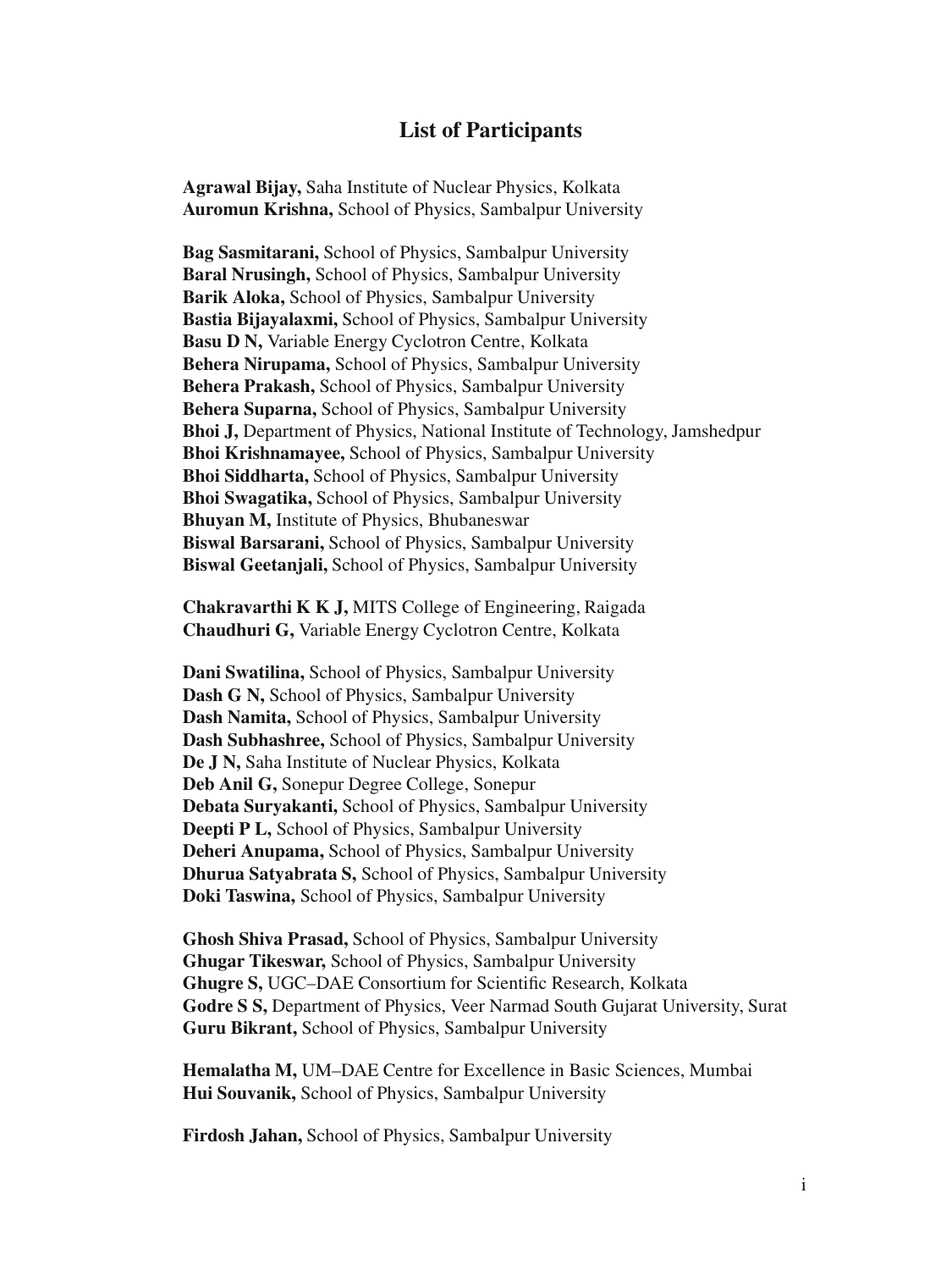# List of Participants

**Agrawal Bijay,** Saha Institute of Nuclear Physics, Kolkata
**Auromun Krishna,** School of Physics, Sambalpur University

**Bag Sasmitarani,** School of Physics, Sambalpur University
**Baral Nrusingh,** School of Physics, Sambalpur University
**Barik Aloka,** School of Physics, Sambalpur University
**Bastia Bijayalaxmi,** School of Physics, Sambalpur University
**Basu D N,** Variable Energy Cyclotron Centre, Kolkata
**Behera Nirupama,** School of Physics, Sambalpur University
**Behera Prakash,** School of Physics, Sambalpur University
**Behera Suparna,** School of Physics, Sambalpur University
**Bhoi J,** Department of Physics, National Institute of Technology, Jamshedpur
**Bhoi Krishnamayee,** School of Physics, Sambalpur University
**Bhoi Siddharta,** School of Physics, Sambalpur University
**Bhoi Swagatika,** School of Physics, Sambalpur University
**Bhuyan M,** Institute of Physics, Bhubaneswar
**Biswal Barsarani,** School of Physics, Sambalpur University
**Biswal Geetanjali,** School of Physics, Sambalpur University

**Chakravarthi K K J,** MITS College of Engineering, Raigada
**Chaudhuri G,** Variable Energy Cyclotron Centre, Kolkata

**Dani Swatilina,** School of Physics, Sambalpur University
**Dash G N,** School of Physics, Sambalpur University
**Dash Namita,** School of Physics, Sambalpur University
**Dash Subhashree,** School of Physics, Sambalpur University
**De J N,** Saha Institute of Nuclear Physics, Kolkata
**Deb Anil G,** Sonepur Degree College, Sonepur
**Debata Suryakanti,** School of Physics, Sambalpur University
**Deepti P L,** School of Physics, Sambalpur University
**Deheri Anupama,** School of Physics, Sambalpur University
**Dhurua Satyabrata S,** School of Physics, Sambalpur University
**Doki Taswina,** School of Physics, Sambalpur University

**Ghosh Shiva Prasad,** School of Physics, Sambalpur University
**Ghugar Tikeswar,** School of Physics, Sambalpur University
**Ghugre S,** UGC–DAE Consortium for Scientific Research, Kolkata
**Godre S S,** Department of Physics, Veer Narmad South Gujarat University, Surat
**Guru Bikrant,** School of Physics, Sambalpur University

**Hemalatha M,** UM–DAE Centre for Excellence in Basic Sciences, Mumbai
**Hui Souvanik,** School of Physics, Sambalpur University

**Firdosh Jahan,** School of Physics, Sambalpur University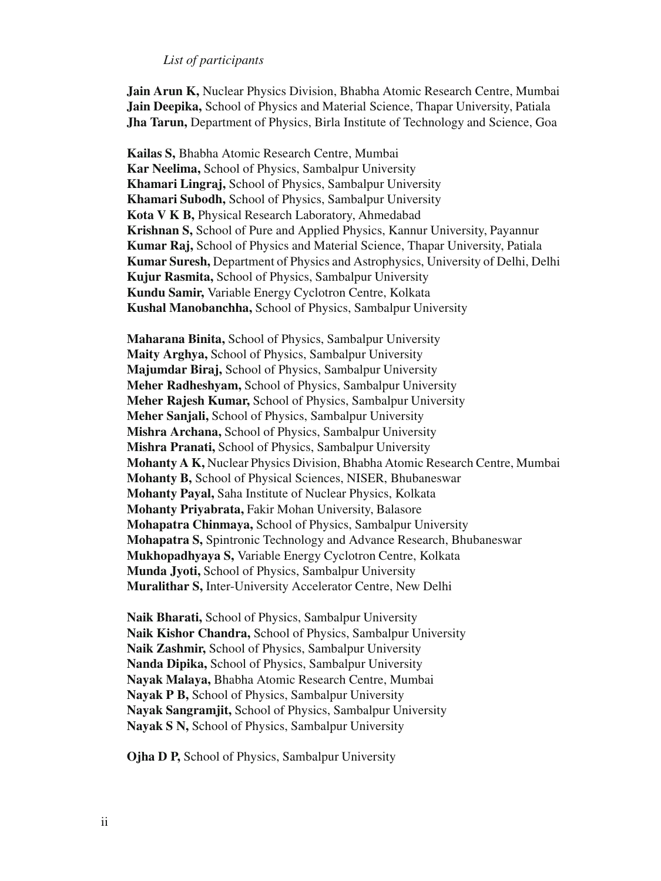*List of participants*

**Jain Arun K,** Nuclear Physics Division, Bhabha Atomic Research Centre, Mumbai
**Jain Deepika,** School of Physics and Material Science, Thapar University, Patiala
**Jha Tarun,** Department of Physics, Birla Institute of Technology and Science, Goa

**Kailas S,** Bhabha Atomic Research Centre, Mumbai
**Kar Neelima,** School of Physics, Sambalpur University
**Khamari Lingraj,** School of Physics, Sambalpur University
**Khamari Subodh,** School of Physics, Sambalpur University
**Kota V K B,** Physical Research Laboratory, Ahmedabad
**Krishnan S,** School of Pure and Applied Physics, Kannur University, Payannur
**Kumar Raj,** School of Physics and Material Science, Thapar University, Patiala
**Kumar Suresh,** Department of Physics and Astrophysics, University of Delhi, Delhi
**Kujur Rasmita,** School of Physics, Sambalpur University
**Kundu Samir,** Variable Energy Cyclotron Centre, Kolkata
**Kushal Manobanchha,** School of Physics, Sambalpur University

**Maharana Binita,** School of Physics, Sambalpur University
**Maity Arghya,** School of Physics, Sambalpur University
**Majumdar Biraj,** School of Physics, Sambalpur University
**Meher Radheshyam,** School of Physics, Sambalpur University
**Meher Rajesh Kumar,** School of Physics, Sambalpur University
**Meher Sanjali,** School of Physics, Sambalpur University
**Mishra Archana,** School of Physics, Sambalpur University
**Mishra Pranati,** School of Physics, Sambalpur University
**Mohanty A K,** Nuclear Physics Division, Bhabha Atomic Research Centre, Mumbai
**Mohanty B,** School of Physical Sciences, NISER, Bhubaneswar
**Mohanty Payal,** Saha Institute of Nuclear Physics, Kolkata
**Mohanty Priyabrata,** Fakir Mohan University, Balasore
**Mohapatra Chinmaya,** School of Physics, Sambalpur University
**Mohapatra S,** Spintronic Technology and Advance Research, Bhubaneswar
**Mukhopadhyaya S,** Variable Energy Cyclotron Centre, Kolkata
**Munda Jyoti,** School of Physics, Sambalpur University
**Muralithar S,** Inter-University Accelerator Centre, New Delhi

**Naik Bharati,** School of Physics, Sambalpur University
**Naik Kishor Chandra,** School of Physics, Sambalpur University
**Naik Zashmir,** School of Physics, Sambalpur University
**Nanda Dipika,** School of Physics, Sambalpur University
**Nayak Malaya,** Bhabha Atomic Research Centre, Mumbai
**Nayak P B,** School of Physics, Sambalpur University
**Nayak Sangramjit,** School of Physics, Sambalpur University
**Nayak S N,** School of Physics, Sambalpur University

**Ojha D P,** School of Physics, Sambalpur University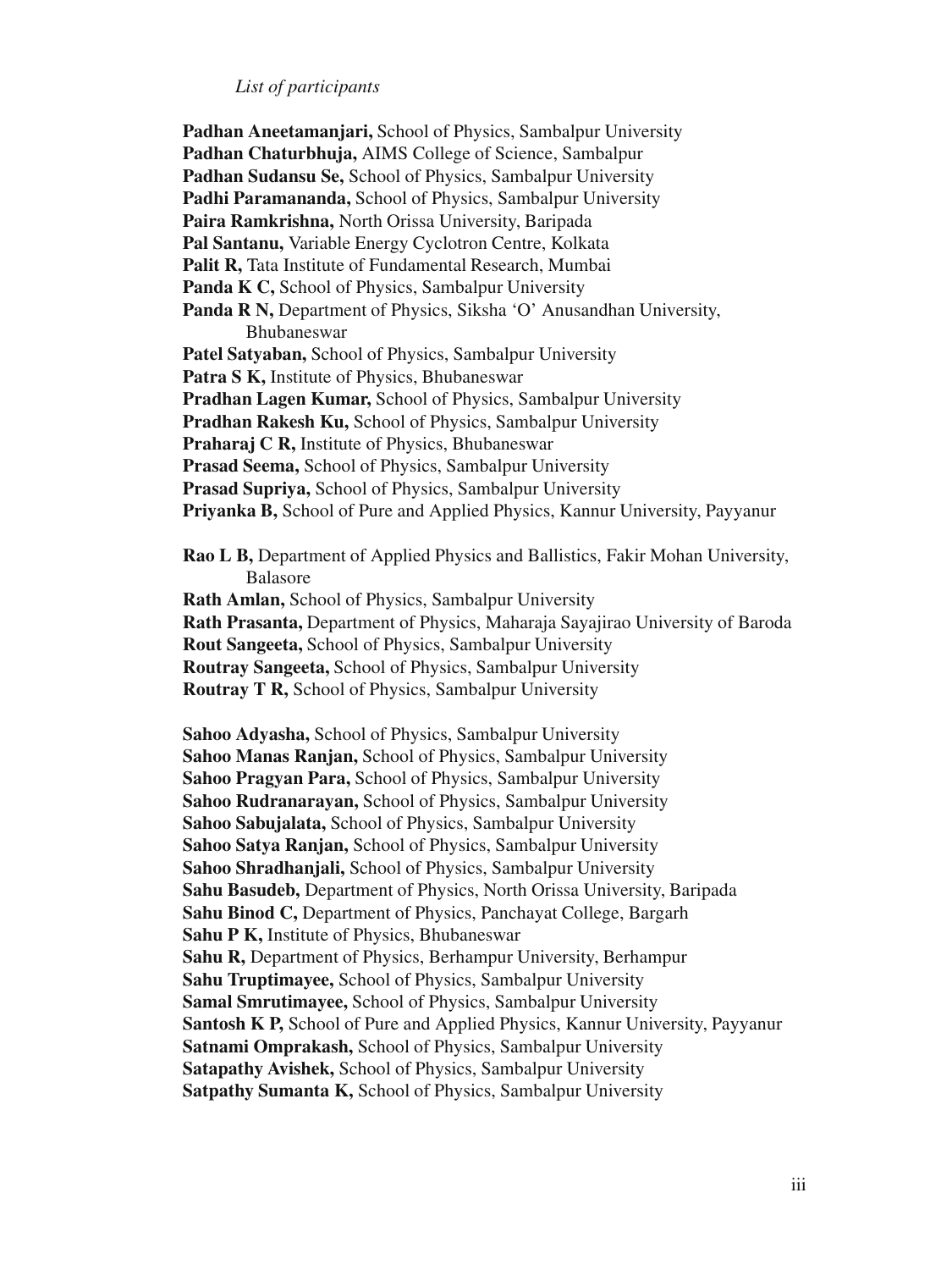*List of participants*

**Padhan Aneetamanjari,** School of Physics, Sambalpur University
**Padhan Chaturbhuja,** AIMS College of Science, Sambalpur
**Padhan Sudansu Se,** School of Physics, Sambalpur University
**Padhi Paramananda,** School of Physics, Sambalpur University
**Paira Ramkrishna,** North Orissa University, Baripada
**Pal Santanu,** Variable Energy Cyclotron Centre, Kolkata
**Palit R,** Tata Institute of Fundamental Research, Mumbai
**Panda K C,** School of Physics, Sambalpur University
**Panda R N,** Department of Physics, Siksha 'O' Anusandhan University, Bhubaneswar
**Patel Satyaban,** School of Physics, Sambalpur University
**Patra S K,** Institute of Physics, Bhubaneswar
**Pradhan Lagen Kumar,** School of Physics, Sambalpur University
**Pradhan Rakesh Ku,** School of Physics, Sambalpur University
**Praharaj C R,** Institute of Physics, Bhubaneswar
**Prasad Seema,** School of Physics, Sambalpur University
**Prasad Supriya,** School of Physics, Sambalpur University
**Priyanka B,** School of Pure and Applied Physics, Kannur University, Payyanur

**Rao L B,** Department of Applied Physics and Ballistics, Fakir Mohan University, Balasore
**Rath Amlan,** School of Physics, Sambalpur University
**Rath Prasanta,** Department of Physics, Maharaja Sayajirao University of Baroda
**Rout Sangeeta,** School of Physics, Sambalpur University
**Routray Sangeeta,** School of Physics, Sambalpur University
**Routray T R,** School of Physics, Sambalpur University

**Sahoo Adyasha,** School of Physics, Sambalpur University
**Sahoo Manas Ranjan,** School of Physics, Sambalpur University
**Sahoo Pragyan Para,** School of Physics, Sambalpur University
**Sahoo Rudranarayan,** School of Physics, Sambalpur University
**Sahoo Sabujalata,** School of Physics, Sambalpur University
**Sahoo Satya Ranjan,** School of Physics, Sambalpur University
**Sahoo Shradhanjali,** School of Physics, Sambalpur University
**Sahu Basudeb,** Department of Physics, North Orissa University, Baripada
**Sahu Binod C,** Department of Physics, Panchayat College, Bargarh
**Sahu P K,** Institute of Physics, Bhubaneswar
**Sahu R,** Department of Physics, Berhampur University, Berhampur
**Sahu Truptimayee,** School of Physics, Sambalpur University
**Samal Smrutimayee,** School of Physics, Sambalpur University
**Santosh K P,** School of Pure and Applied Physics, Kannur University, Payyanur
**Satnami Omprakash,** School of Physics, Sambalpur University
**Satapathy Avishek,** School of Physics, Sambalpur University
**Satpathy Sumanta K,** School of Physics, Sambalpur University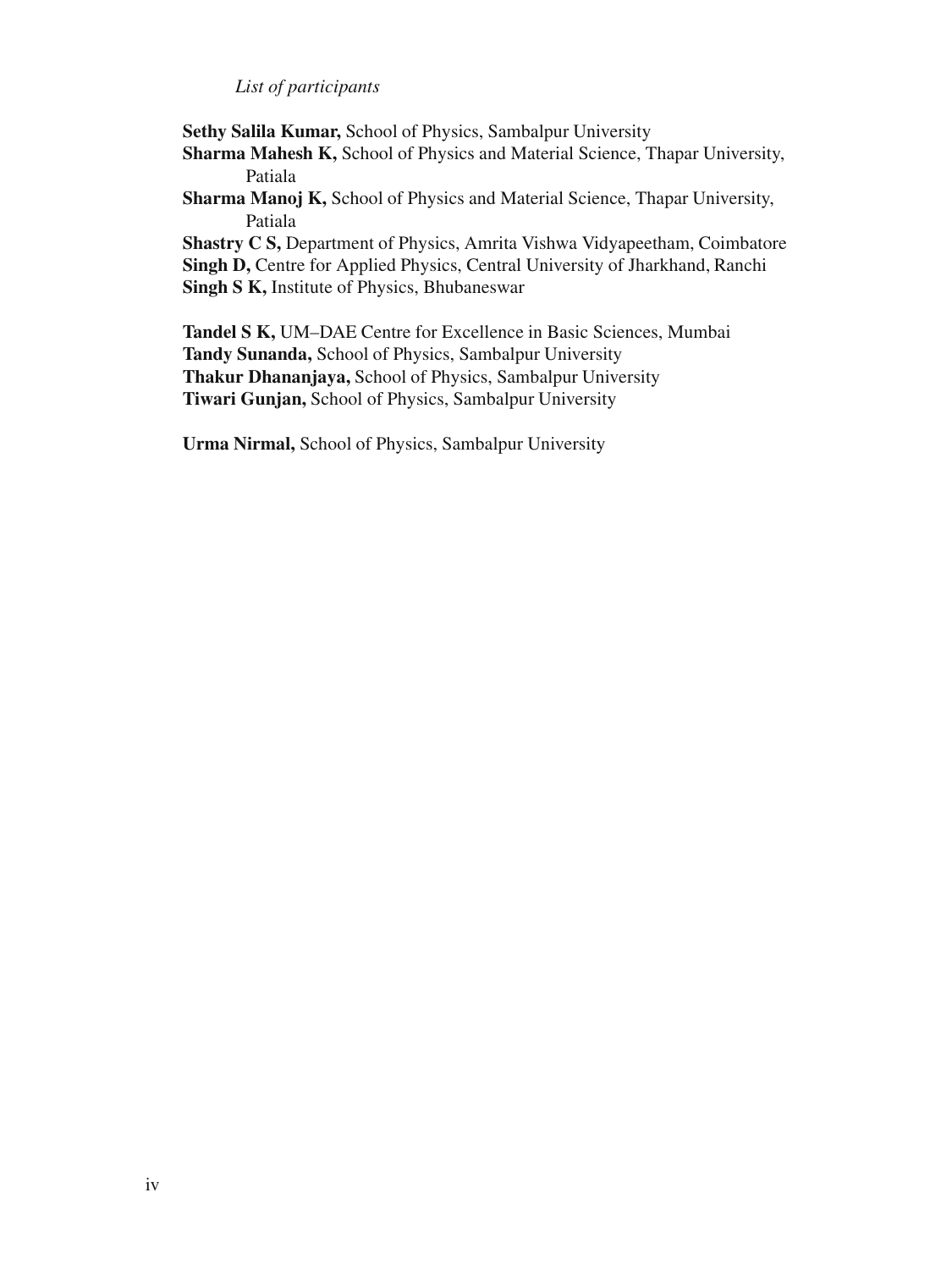*List of participants*

**Sethy Salila Kumar,** School of Physics, Sambalpur University
**Sharma Mahesh K,** School of Physics and Material Science, Thapar University, Patiala
**Sharma Manoj K,** School of Physics and Material Science, Thapar University, Patiala
**Shastry C S,** Department of Physics, Amrita Vishwa Vidyapeetham, Coimbatore
**Singh D,** Centre for Applied Physics, Central University of Jharkhand, Ranchi
**Singh S K,** Institute of Physics, Bhubaneswar

**Tandel S K,** UM–DAE Centre for Excellence in Basic Sciences, Mumbai
**Tandy Sunanda,** School of Physics, Sambalpur University
**Thakur Dhananjaya,** School of Physics, Sambalpur University
**Tiwari Gunjan,** School of Physics, Sambalpur University

**Urma Nirmal,** School of Physics, Sambalpur University